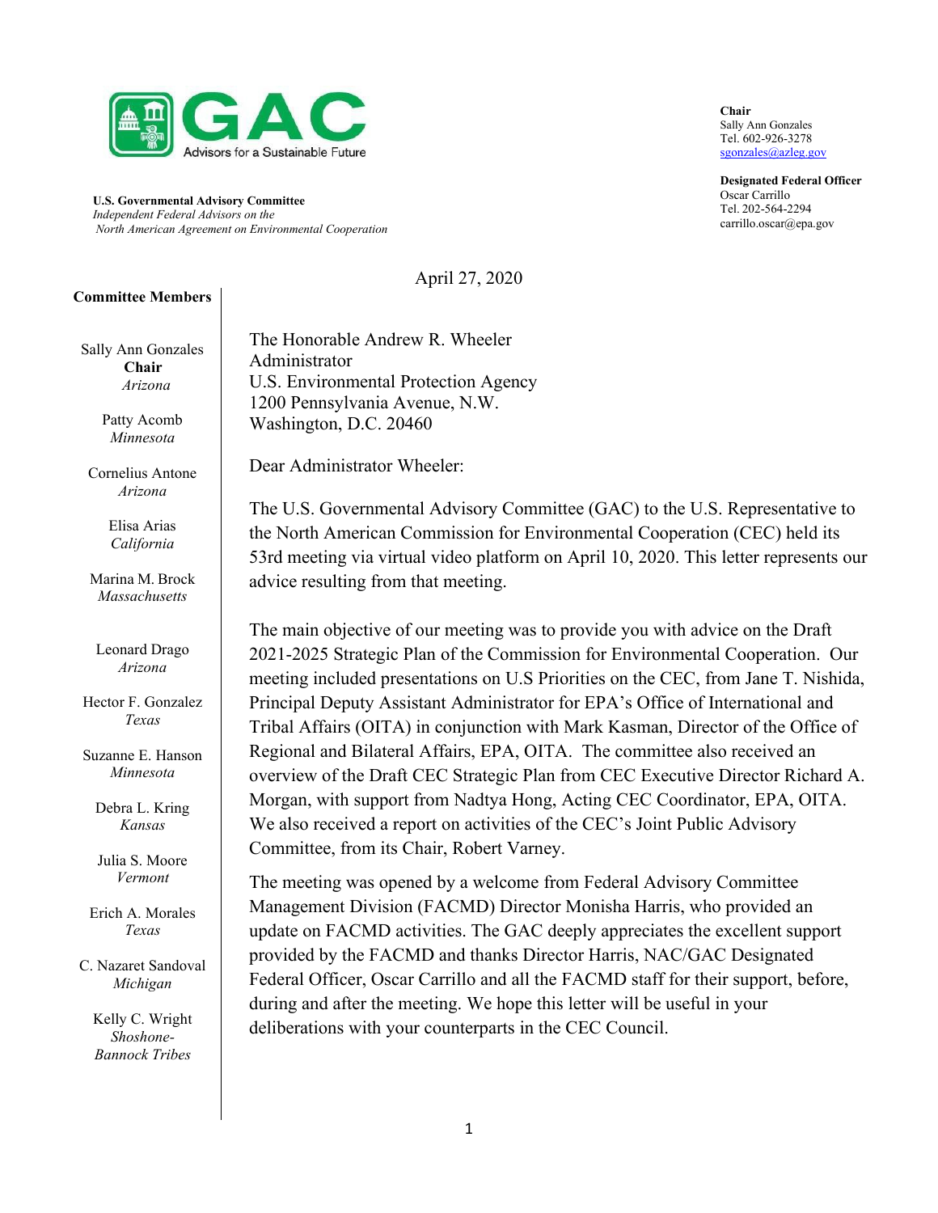**GAC**
Advisors for a Sustainable Future

**U.S. Governmental Advisory Committee**
*Independent Federal Advisors on the North American Agreement on Environmental Cooperation*

**Chair**
Sally Ann Gonzales
Tel. 602-926-3278
sgonzales@azleg.gov

**Designated Federal Officer**
Oscar Carrillo
Tel. 202-564-2294
carrillo.oscar@epa.gov

**Committee Members**

Sally Ann Gonzales
**Chair**
*Arizona*

Patty Acomb
*Minnesota*

Cornelius Antone
*Arizona*

Elisa Arias
*California*

Marina M. Brock
*Massachusetts*

Leonard Drago
*Arizona*

Hector F. Gonzalez
*Texas*

Suzanne E. Hanson
*Minnesota*

Debra L. Kring
*Kansas*

Julia S. Moore
*Vermont*

Erich A. Morales
*Texas*

C. Nazaret Sandoval
*Michigan*

Kelly C. Wright
*Shoshone-Bannock Tribes*

April 27, 2020

The Honorable Andrew R. Wheeler
Administrator
U.S. Environmental Protection Agency
1200 Pennsylvania Avenue, N.W.
Washington, D.C. 20460

Dear Administrator Wheeler:

The U.S. Governmental Advisory Committee (GAC) to the U.S. Representative to the North American Commission for Environmental Cooperation (CEC) held its 53rd meeting via virtual video platform on April 10, 2020. This letter represents our advice resulting from that meeting.

The main objective of our meeting was to provide you with advice on the Draft 2021-2025 Strategic Plan of the Commission for Environmental Cooperation. Our meeting included presentations on U.S Priorities on the CEC, from Jane T. Nishida, Principal Deputy Assistant Administrator for EPA's Office of International and Tribal Affairs (OITA) in conjunction with Mark Kasman, Director of the Office of Regional and Bilateral Affairs, EPA, OITA. The committee also received an overview of the Draft CEC Strategic Plan from CEC Executive Director Richard A. Morgan, with support from Nadtya Hong, Acting CEC Coordinator, EPA, OITA. We also received a report on activities of the CEC's Joint Public Advisory Committee, from its Chair, Robert Varney.

The meeting was opened by a welcome from Federal Advisory Committee Management Division (FACMD) Director Monisha Harris, who provided an update on FACMD activities. The GAC deeply appreciates the excellent support provided by the FACMD and thanks Director Harris, NAC/GAC Designated Federal Officer, Oscar Carrillo and all the FACMD staff for their support, before, during and after the meeting. We hope this letter will be useful in your deliberations with your counterparts in the CEC Council.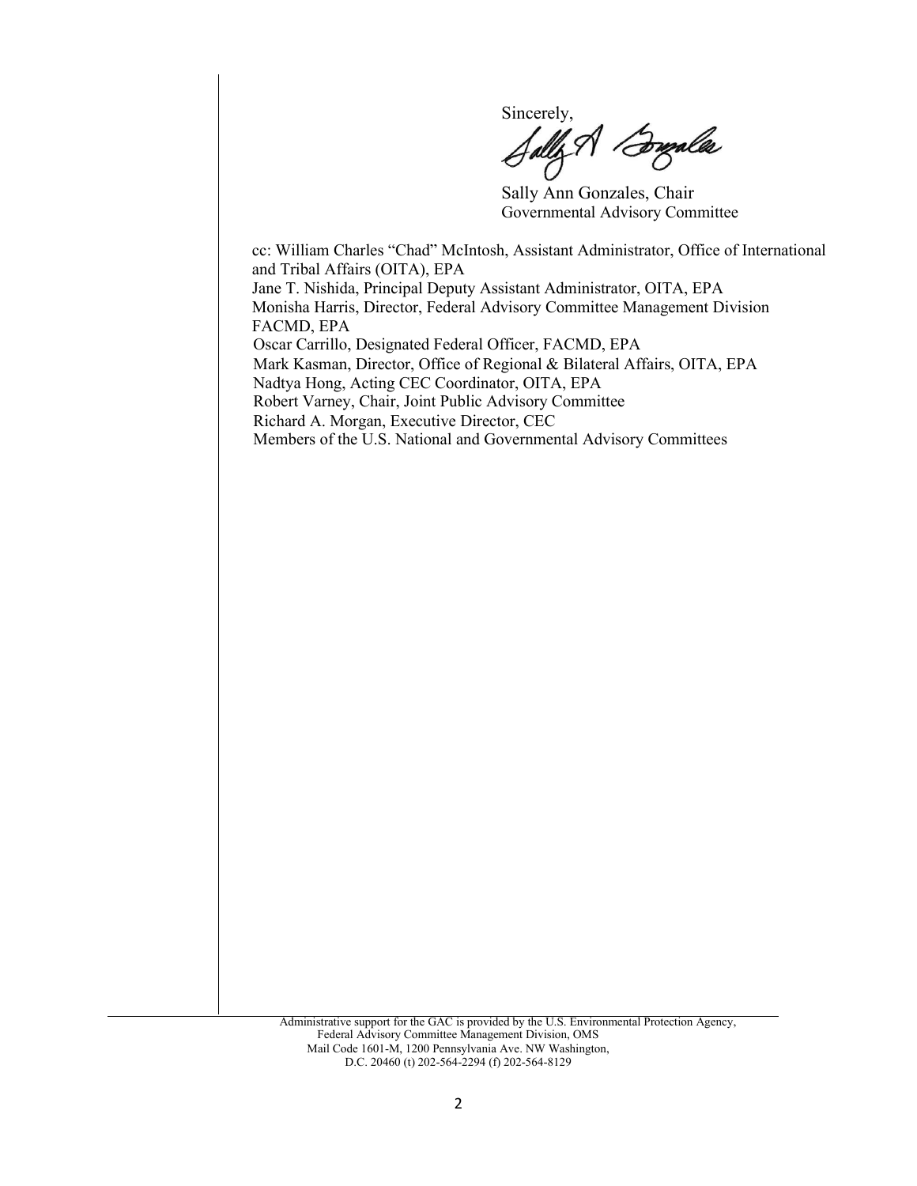Sincerely,

Sally Ann Gonzales, Chair
Governmental Advisory Committee

cc: William Charles "Chad" McIntosh, Assistant Administrator, Office of International and Tribal Affairs (OITA), EPA
Jane T. Nishida, Principal Deputy Assistant Administrator, OITA, EPA
Monisha Harris, Director, Federal Advisory Committee Management Division FACMD, EPA
Oscar Carrillo, Designated Federal Officer, FACMD, EPA
Mark Kasman, Director, Office of Regional & Bilateral Affairs, OITA, EPA
Nadtya Hong, Acting CEC Coordinator, OITA, EPA
Robert Varney, Chair, Joint Public Advisory Committee
Richard A. Morgan, Executive Director, CEC
Members of the U.S. National and Governmental Advisory Committees

Administrative support for the GAC is provided by the U.S. Environmental Protection Agency, Federal Advisory Committee Management Division, OMS
Mail Code 1601-M, 1200 Pennsylvania Ave. NW Washington, D.C. 20460 (t) 202-564-2294 (f) 202-564-8129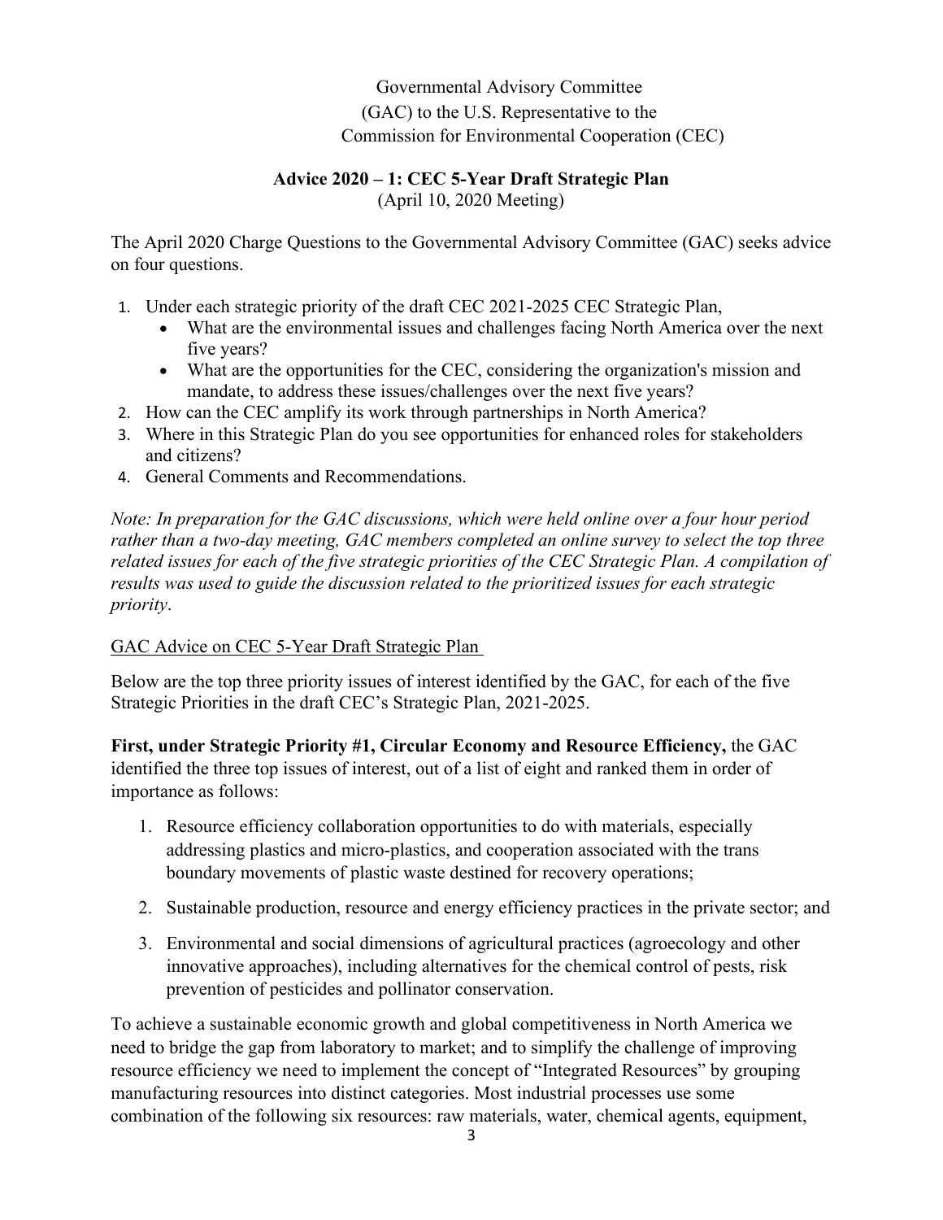Governmental Advisory Committee
(GAC) to the U.S. Representative to the
Commission for Environmental Cooperation (CEC)

**Advice 2020 – 1: CEC 5-Year Draft Strategic Plan**
(April 10, 2020 Meeting)

The April 2020 Charge Questions to the Governmental Advisory Committee (GAC) seeks advice on four questions.

1. Under each strategic priority of the draft CEC 2021-2025 CEC Strategic Plan,
   - What are the environmental issues and challenges facing North America over the next five years?
   - What are the opportunities for the CEC, considering the organization's mission and mandate, to address these issues/challenges over the next five years?
2. How can the CEC amplify its work through partnerships in North America?
3. Where in this Strategic Plan do you see opportunities for enhanced roles for stakeholders and citizens?
4. General Comments and Recommendations.

*Note: In preparation for the GAC discussions, which were held online over a four hour period rather than a two-day meeting, GAC members completed an online survey to select the top three related issues for each of the five strategic priorities of the CEC Strategic Plan. A compilation of results was used to guide the discussion related to the prioritized issues for each strategic priority*.

GAC Advice on CEC 5-Year Draft Strategic Plan

Below are the top three priority issues of interest identified by the GAC, for each of the five Strategic Priorities in the draft CEC's Strategic Plan, 2021-2025.

**First, under Strategic Priority #1, Circular Economy and Resource Efficiency,** the GAC identified the three top issues of interest, out of a list of eight and ranked them in order of importance as follows:

1. Resource efficiency collaboration opportunities to do with materials, especially addressing plastics and micro-plastics, and cooperation associated with the trans boundary movements of plastic waste destined for recovery operations;

2. Sustainable production, resource and energy efficiency practices in the private sector; and

3. Environmental and social dimensions of agricultural practices (agroecology and other innovative approaches), including alternatives for the chemical control of pests, risk prevention of pesticides and pollinator conservation.

To achieve a sustainable economic growth and global competitiveness in North America we need to bridge the gap from laboratory to market; and to simplify the challenge of improving resource efficiency we need to implement the concept of "Integrated Resources" by grouping manufacturing resources into distinct categories. Most industrial processes use some combination of the following six resources: raw materials, water, chemical agents, equipment,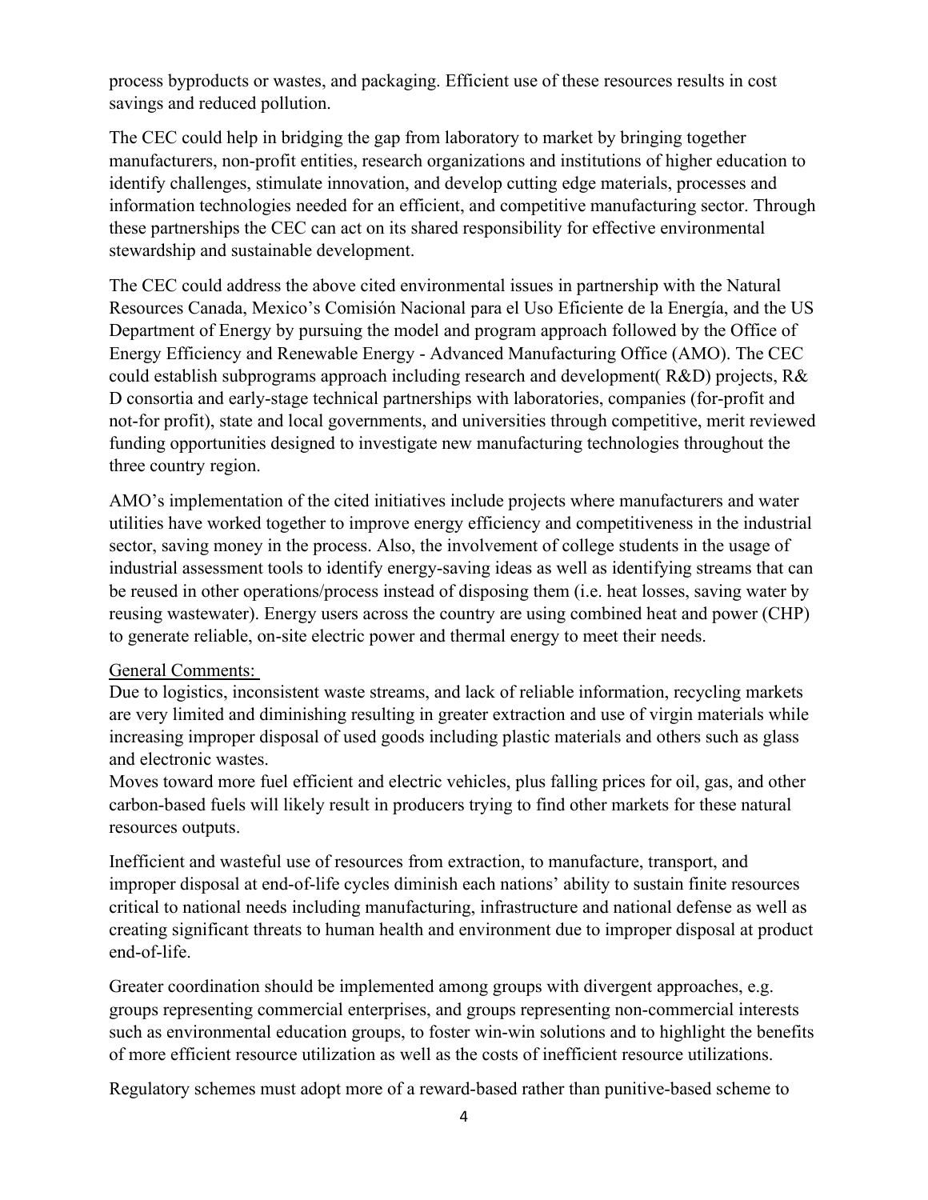process byproducts or wastes, and packaging. Efficient use of these resources results in cost savings and reduced pollution.

The CEC could help in bridging the gap from laboratory to market by bringing together manufacturers, non-profit entities, research organizations and institutions of higher education to identify challenges, stimulate innovation, and develop cutting edge materials, processes and information technologies needed for an efficient, and competitive manufacturing sector. Through these partnerships the CEC can act on its shared responsibility for effective environmental stewardship and sustainable development.

The CEC could address the above cited environmental issues in partnership with the Natural Resources Canada, Mexico's Comisión Nacional para el Uso Eficiente de la Energía, and the US Department of Energy by pursuing the model and program approach followed by the Office of Energy Efficiency and Renewable Energy - Advanced Manufacturing Office (AMO). The CEC could establish subprograms approach including research and development( R&D) projects, R& D consortia and early-stage technical partnerships with laboratories, companies (for-profit and not-for profit), state and local governments, and universities through competitive, merit reviewed funding opportunities designed to investigate new manufacturing technologies throughout the three country region.

AMO's implementation of the cited initiatives include projects where manufacturers and water utilities have worked together to improve energy efficiency and competitiveness in the industrial sector, saving money in the process. Also, the involvement of college students in the usage of industrial assessment tools to identify energy-saving ideas as well as identifying streams that can be reused in other operations/process instead of disposing them (i.e. heat losses, saving water by reusing wastewater). Energy users across the country are using combined heat and power (CHP) to generate reliable, on-site electric power and thermal energy to meet their needs.

General Comments:

Due to logistics, inconsistent waste streams, and lack of reliable information, recycling markets are very limited and diminishing resulting in greater extraction and use of virgin materials while increasing improper disposal of used goods including plastic materials and others such as glass and electronic wastes.

Moves toward more fuel efficient and electric vehicles, plus falling prices for oil, gas, and other carbon-based fuels will likely result in producers trying to find other markets for these natural resources outputs.

Inefficient and wasteful use of resources from extraction, to manufacture, transport, and improper disposal at end-of-life cycles diminish each nations' ability to sustain finite resources critical to national needs including manufacturing, infrastructure and national defense as well as creating significant threats to human health and environment due to improper disposal at product end-of-life.

Greater coordination should be implemented among groups with divergent approaches, e.g. groups representing commercial enterprises, and groups representing non-commercial interests such as environmental education groups, to foster win-win solutions and to highlight the benefits of more efficient resource utilization as well as the costs of inefficient resource utilizations.

Regulatory schemes must adopt more of a reward-based rather than punitive-based scheme to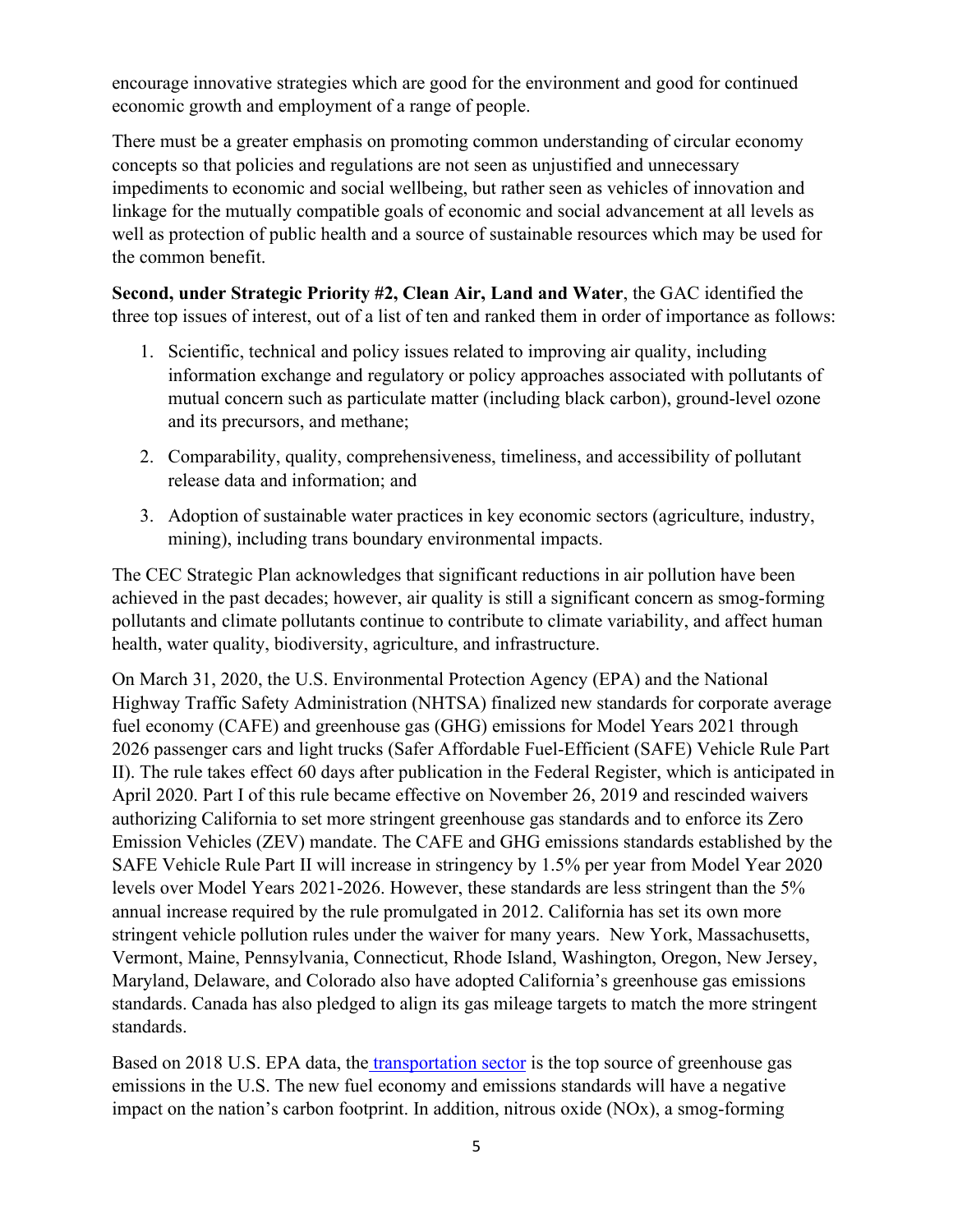encourage innovative strategies which are good for the environment and good for continued economic growth and employment of a range of people.

There must be a greater emphasis on promoting common understanding of circular economy concepts so that policies and regulations are not seen as unjustified and unnecessary impediments to economic and social wellbeing, but rather seen as vehicles of innovation and linkage for the mutually compatible goals of economic and social advancement at all levels as well as protection of public health and a source of sustainable resources which may be used for the common benefit.

**Second, under Strategic Priority #2, Clean Air, Land and Water**, the GAC identified the three top issues of interest, out of a list of ten and ranked them in order of importance as follows:

1. Scientific, technical and policy issues related to improving air quality, including information exchange and regulatory or policy approaches associated with pollutants of mutual concern such as particulate matter (including black carbon), ground-level ozone and its precursors, and methane;

2. Comparability, quality, comprehensiveness, timeliness, and accessibility of pollutant release data and information; and

3. Adoption of sustainable water practices in key economic sectors (agriculture, industry, mining), including trans boundary environmental impacts.

The CEC Strategic Plan acknowledges that significant reductions in air pollution have been achieved in the past decades; however, air quality is still a significant concern as smog-forming pollutants and climate pollutants continue to contribute to climate variability, and affect human health, water quality, biodiversity, agriculture, and infrastructure.

On March 31, 2020, the U.S. Environmental Protection Agency (EPA) and the National Highway Traffic Safety Administration (NHTSA) finalized new standards for corporate average fuel economy (CAFE) and greenhouse gas (GHG) emissions for Model Years 2021 through 2026 passenger cars and light trucks (Safer Affordable Fuel-Efficient (SAFE) Vehicle Rule Part II). The rule takes effect 60 days after publication in the Federal Register, which is anticipated in April 2020. Part I of this rule became effective on November 26, 2019 and rescinded waivers authorizing California to set more stringent greenhouse gas standards and to enforce its Zero Emission Vehicles (ZEV) mandate. The CAFE and GHG emissions standards established by the SAFE Vehicle Rule Part II will increase in stringency by 1.5% per year from Model Year 2020 levels over Model Years 2021-2026. However, these standards are less stringent than the 5% annual increase required by the rule promulgated in 2012. California has set its own more stringent vehicle pollution rules under the waiver for many years. New York, Massachusetts, Vermont, Maine, Pennsylvania, Connecticut, Rhode Island, Washington, Oregon, New Jersey, Maryland, Delaware, and Colorado also have adopted California's greenhouse gas emissions standards. Canada has also pledged to align its gas mileage targets to match the more stringent standards.

Based on 2018 U.S. EPA data, the transportation sector is the top source of greenhouse gas emissions in the U.S. The new fuel economy and emissions standards will have a negative impact on the nation's carbon footprint. In addition, nitrous oxide (NOx), a smog-forming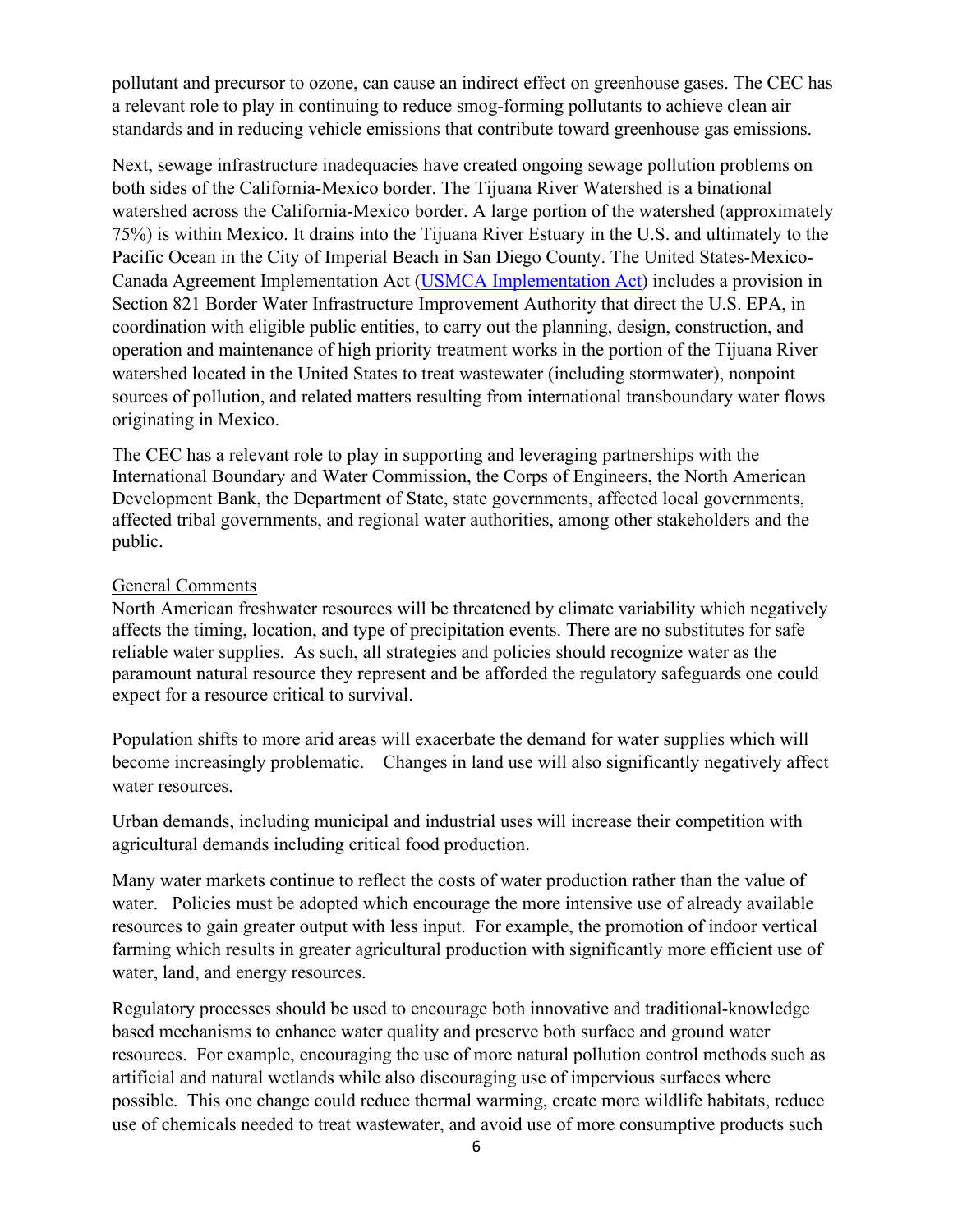pollutant and precursor to ozone, can cause an indirect effect on greenhouse gases. The CEC has a relevant role to play in continuing to reduce smog-forming pollutants to achieve clean air standards and in reducing vehicle emissions that contribute toward greenhouse gas emissions.

Next, sewage infrastructure inadequacies have created ongoing sewage pollution problems on both sides of the California-Mexico border. The Tijuana River Watershed is a binational watershed across the California-Mexico border. A large portion of the watershed (approximately 75%) is within Mexico. It drains into the Tijuana River Estuary in the U.S. and ultimately to the Pacific Ocean in the City of Imperial Beach in San Diego County. The United States-Mexico-Canada Agreement Implementation Act (USMCA Implementation Act) includes a provision in Section 821 Border Water Infrastructure Improvement Authority that direct the U.S. EPA, in coordination with eligible public entities, to carry out the planning, design, construction, and operation and maintenance of high priority treatment works in the portion of the Tijuana River watershed located in the United States to treat wastewater (including stormwater), nonpoint sources of pollution, and related matters resulting from international transboundary water flows originating in Mexico.

The CEC has a relevant role to play in supporting and leveraging partnerships with the International Boundary and Water Commission, the Corps of Engineers, the North American Development Bank, the Department of State, state governments, affected local governments, affected tribal governments, and regional water authorities, among other stakeholders and the public.

General Comments

North American freshwater resources will be threatened by climate variability which negatively affects the timing, location, and type of precipitation events. There are no substitutes for safe reliable water supplies. As such, all strategies and policies should recognize water as the paramount natural resource they represent and be afforded the regulatory safeguards one could expect for a resource critical to survival.

Population shifts to more arid areas will exacerbate the demand for water supplies which will become increasingly problematic. Changes in land use will also significantly negatively affect water resources.

Urban demands, including municipal and industrial uses will increase their competition with agricultural demands including critical food production.

Many water markets continue to reflect the costs of water production rather than the value of water. Policies must be adopted which encourage the more intensive use of already available resources to gain greater output with less input. For example, the promotion of indoor vertical farming which results in greater agricultural production with significantly more efficient use of water, land, and energy resources.

Regulatory processes should be used to encourage both innovative and traditional-knowledge based mechanisms to enhance water quality and preserve both surface and ground water resources. For example, encouraging the use of more natural pollution control methods such as artificial and natural wetlands while also discouraging use of impervious surfaces where possible. This one change could reduce thermal warming, create more wildlife habitats, reduce use of chemicals needed to treat wastewater, and avoid use of more consumptive products such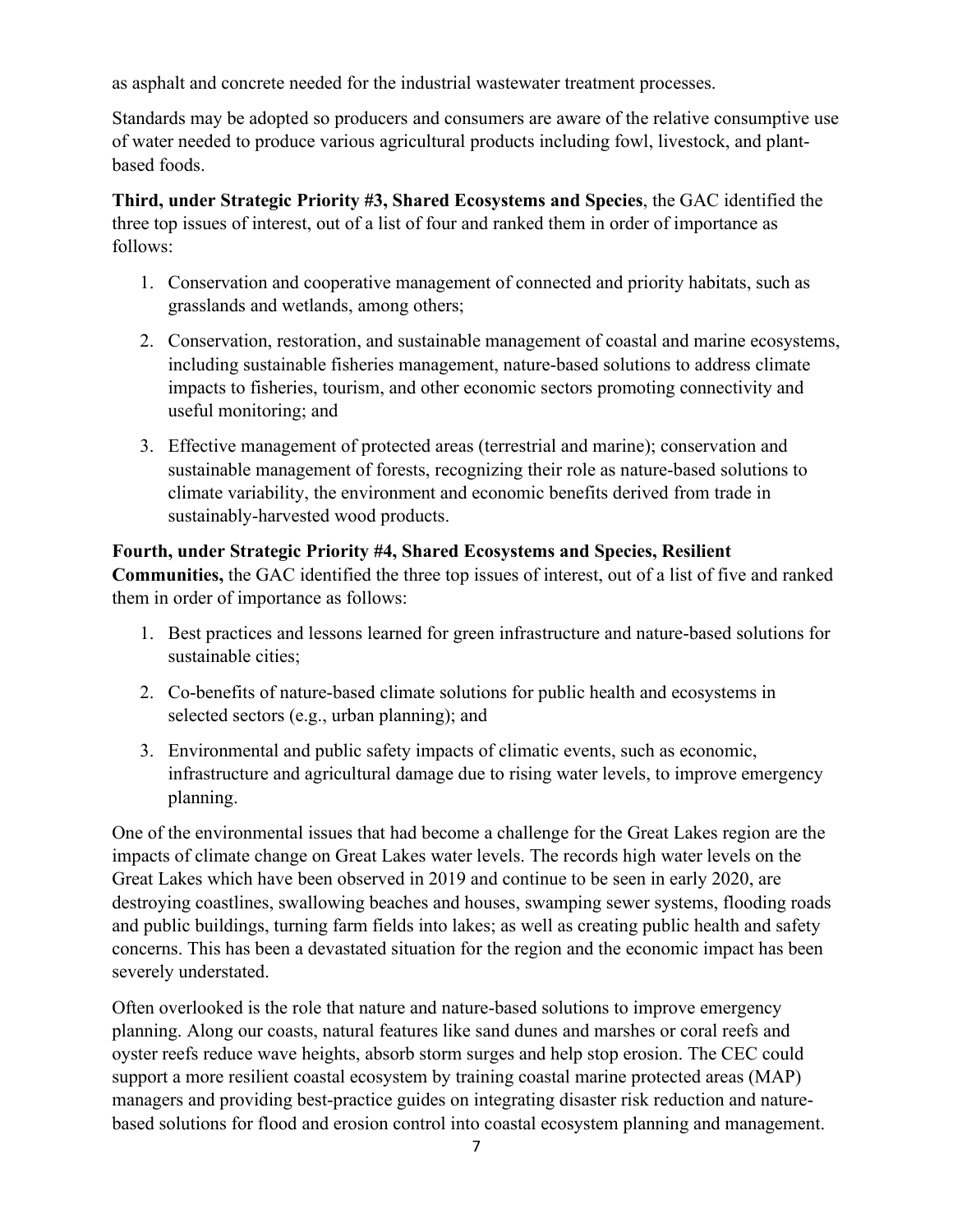as asphalt and concrete needed for the industrial wastewater treatment processes.

Standards may be adopted so producers and consumers are aware of the relative consumptive use of water needed to produce various agricultural products including fowl, livestock, and plant-based foods.

**Third, under Strategic Priority #3, Shared Ecosystems and Species**, the GAC identified the three top issues of interest, out of a list of four and ranked them in order of importance as follows:

1. Conservation and cooperative management of connected and priority habitats, such as grasslands and wetlands, among others;
2. Conservation, restoration, and sustainable management of coastal and marine ecosystems, including sustainable fisheries management, nature-based solutions to address climate impacts to fisheries, tourism, and other economic sectors promoting connectivity and useful monitoring; and
3. Effective management of protected areas (terrestrial and marine); conservation and sustainable management of forests, recognizing their role as nature-based solutions to climate variability, the environment and economic benefits derived from trade in sustainably-harvested wood products.

**Fourth, under Strategic Priority #4, Shared Ecosystems and Species, Resilient Communities,** the GAC identified the three top issues of interest, out of a list of five and ranked them in order of importance as follows:

1. Best practices and lessons learned for green infrastructure and nature-based solutions for sustainable cities;
2. Co-benefits of nature-based climate solutions for public health and ecosystems in selected sectors (e.g., urban planning); and
3. Environmental and public safety impacts of climatic events, such as economic, infrastructure and agricultural damage due to rising water levels, to improve emergency planning.

One of the environmental issues that had become a challenge for the Great Lakes region are the impacts of climate change on Great Lakes water levels. The records high water levels on the Great Lakes which have been observed in 2019 and continue to be seen in early 2020, are destroying coastlines, swallowing beaches and houses, swamping sewer systems, flooding roads and public buildings, turning farm fields into lakes; as well as creating public health and safety concerns. This has been a devastated situation for the region and the economic impact has been severely understated.

Often overlooked is the role that nature and nature-based solutions to improve emergency planning. Along our coasts, natural features like sand dunes and marshes or coral reefs and oyster reefs reduce wave heights, absorb storm surges and help stop erosion. The CEC could support a more resilient coastal ecosystem by training coastal marine protected areas (MAP) managers and providing best-practice guides on integrating disaster risk reduction and nature-based solutions for flood and erosion control into coastal ecosystem planning and management.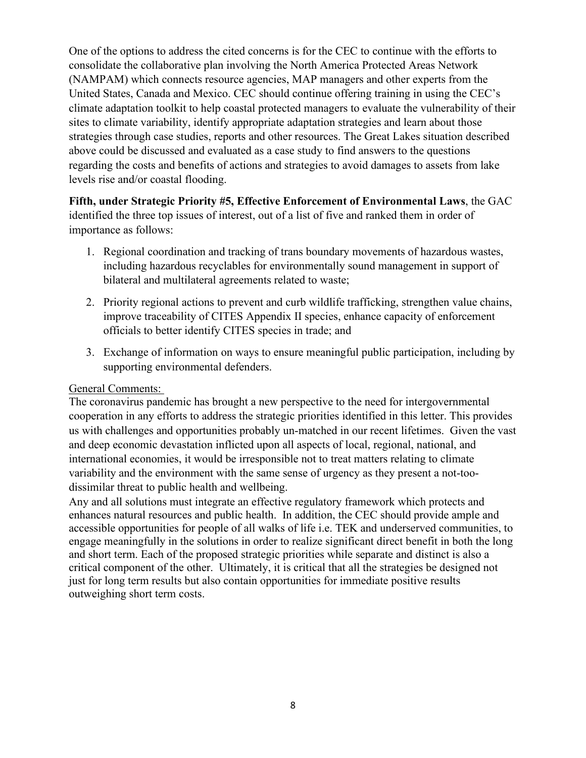One of the options to address the cited concerns is for the CEC to continue with the efforts to consolidate the collaborative plan involving the North America Protected Areas Network (NAMPAM) which connects resource agencies, MAP managers and other experts from the United States, Canada and Mexico. CEC should continue offering training in using the CEC's climate adaptation toolkit to help coastal protected managers to evaluate the vulnerability of their sites to climate variability, identify appropriate adaptation strategies and learn about those strategies through case studies, reports and other resources. The Great Lakes situation described above could be discussed and evaluated as a case study to find answers to the questions regarding the costs and benefits of actions and strategies to avoid damages to assets from lake levels rise and/or coastal flooding.

**Fifth, under Strategic Priority #5, Effective Enforcement of Environmental Laws**, the GAC identified the three top issues of interest, out of a list of five and ranked them in order of importance as follows:

1. Regional coordination and tracking of trans boundary movements of hazardous wastes, including hazardous recyclables for environmentally sound management in support of bilateral and multilateral agreements related to waste;
2. Priority regional actions to prevent and curb wildlife trafficking, strengthen value chains, improve traceability of CITES Appendix II species, enhance capacity of enforcement officials to better identify CITES species in trade; and
3. Exchange of information on ways to ensure meaningful public participation, including by supporting environmental defenders.

General Comments:

The coronavirus pandemic has brought a new perspective to the need for intergovernmental cooperation in any efforts to address the strategic priorities identified in this letter. This provides us with challenges and opportunities probably un-matched in our recent lifetimes. Given the vast and deep economic devastation inflicted upon all aspects of local, regional, national, and international economies, it would be irresponsible not to treat matters relating to climate variability and the environment with the same sense of urgency as they present a not-too-dissimilar threat to public health and wellbeing.

Any and all solutions must integrate an effective regulatory framework which protects and enhances natural resources and public health. In addition, the CEC should provide ample and accessible opportunities for people of all walks of life i.e. TEK and underserved communities, to engage meaningfully in the solutions in order to realize significant direct benefit in both the long and short term. Each of the proposed strategic priorities while separate and distinct is also a critical component of the other. Ultimately, it is critical that all the strategies be designed not just for long term results but also contain opportunities for immediate positive results outweighing short term costs.